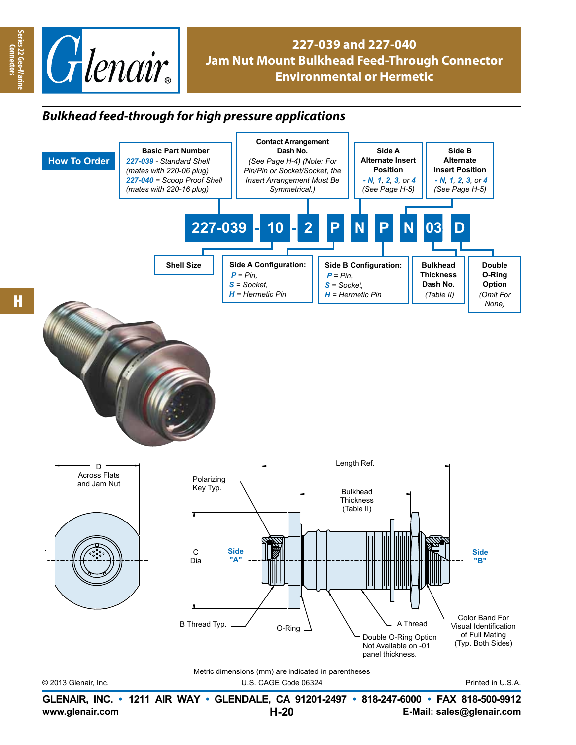# 227-039 and 227-040
## Jam Nut Mount Bulkhead Feed-Through Connector
## Environmental or Hermetic

### *Bulkhead feed-through for high pressure applications*

**How To Order**

**227-039 - 10 - 2 P N P N 03 D**

- **Basic Part Number**
  *227-039* - Standard Shell (mates with 220-06 plug)
  *227-040* = Scoop Proof Shell (mates with 220-16 plug)
- **Shell Size**
- **Contact Arrangement Dash No.**
  (See Page H-4) (Note: For Pin/Pin or Socket/Socket, the Insert Arrangement Must Be Symmetrical.)
- **Side A Configuration:**
  *P* = Pin,
  *S* = Socket,
  *H* = Hermetic Pin
- **Side A Alternate Insert Position**
  *- N, 1, 2, 3,* or *4*
  (See Page H-5)
- **Side B Configuration:**
  *P* = Pin,
  *S* = Socket,
  *H* = Hermetic Pin
- **Side B Alternate Insert Position**
  *- N, 1, 2, 3,* or *4*
  (See Page H-5)
- **Bulkhead Thickness Dash No.**
  (Table II)
- **Double O-Ring Option**
  (Omit For None)

D Across Flats and Jam Nut

Length Ref.

Polarizing Key Typ.

Bulkhead Thickness (Table II)

C Dia

Side "A"

Side "B"

B Thread Typ.

O-Ring

A Thread

Double O-Ring Option Not Available on -01 panel thickness.

Color Band For Visual Identification of Full Mating (Typ. Both Sides)

Metric dimensions (mm) are indicated in parentheses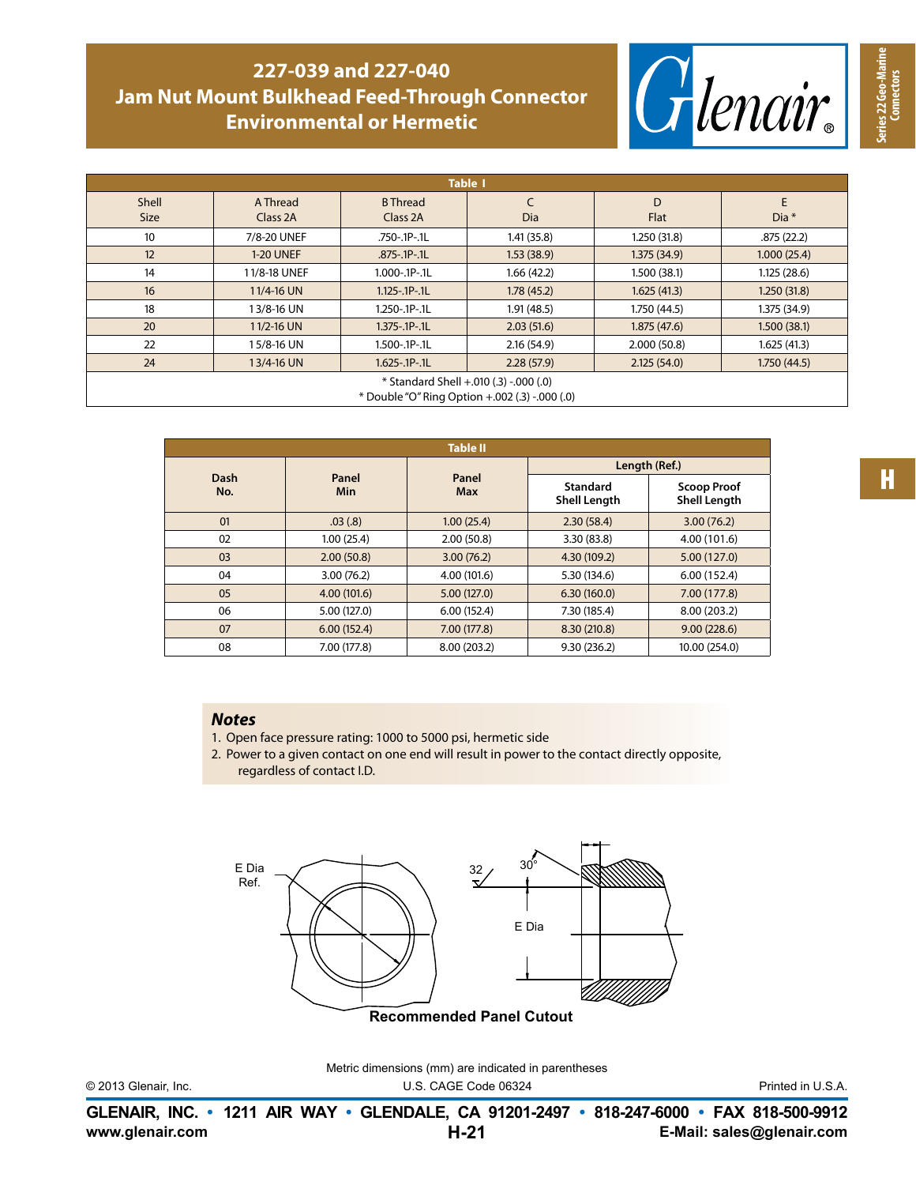# 227-039 and 227-040
# Jam Nut Mount Bulkhead Feed-Through Connector
# Environmental or Hermetic

**Table I**

| Shell Size | A Thread Class 2A | B Thread Class 2A | C Dia | D Flat | E Dia * |
|---|---|---|---|---|---|
| 10 | 7/8-20 UNEF | .750-.1P-.1L | 1.41 (35.8) | 1.250 (31.8) | .875 (22.2) |
| 12 | 1-20 UNEF | .875-.1P-.1L | 1.53 (38.9) | 1.375 (34.9) | 1.000 (25.4) |
| 14 | 1 1/8-18 UNEF | 1.000-.1P-.1L | 1.66 (42.2) | 1.500 (38.1) | 1.125 (28.6) |
| 16 | 1 1/4-16 UN | 1.125-.1P-.1L | 1.78 (45.2) | 1.625 (41.3) | 1.250 (31.8) |
| 18 | 1 3/8-16 UN | 1.250-.1P-.1L | 1.91 (48.5) | 1.750 (44.5) | 1.375 (34.9) |
| 20 | 1 1/2-16 UN | 1.375-.1P-.1L | 2.03 (51.6) | 1.875 (47.6) | 1.500 (38.1) |
| 22 | 1 5/8-16 UN | 1.500-.1P-.1L | 2.16 (54.9) | 2.000 (50.8) | 1.625 (41.3) |
| 24 | 1 3/4-16 UN | 1.625-.1P-.1L | 2.28 (57.9) | 2.125 (54.0) | 1.750 (44.5) |

\* Standard Shell +.010 (.3) -.000 (.0)
\* Double "O" Ring Option +.002 (.3) -.000 (.0)

**Table II**

| Dash No. | Panel Min | Panel Max | Length (Ref.) | |
|---|---|---|---|---|
| | | | Standard Shell Length | Scoop Proof Shell Length |
| 01 | .03 (.8) | 1.00 (25.4) | 2.30 (58.4) | 3.00 (76.2) |
| 02 | 1.00 (25.4) | 2.00 (50.8) | 3.30 (83.8) | 4.00 (101.6) |
| 03 | 2.00 (50.8) | 3.00 (76.2) | 4.30 (109.2) | 5.00 (127.0) |
| 04 | 3.00 (76.2) | 4.00 (101.6) | 5.30 (134.6) | 6.00 (152.4) |
| 05 | 4.00 (101.6) | 5.00 (127.0) | 6.30 (160.0) | 7.00 (177.8) |
| 06 | 5.00 (127.0) | 6.00 (152.4) | 7.30 (185.4) | 8.00 (203.2) |
| 07 | 6.00 (152.4) | 7.00 (177.8) | 8.30 (210.8) | 9.00 (228.6) |
| 08 | 7.00 (177.8) | 8.00 (203.2) | 9.30 (236.2) | 10.00 (254.0) |

### *Notes*

1. Open face pressure rating: 1000 to 5000 psi, hermetic side
2. Power to a given contact on one end will result in power to the contact directly opposite, regardless of contact I.D.

E Dia Ref.

32

30°

E Dia

**Recommended Panel Cutout**

Metric dimensions (mm) are indicated in parentheses